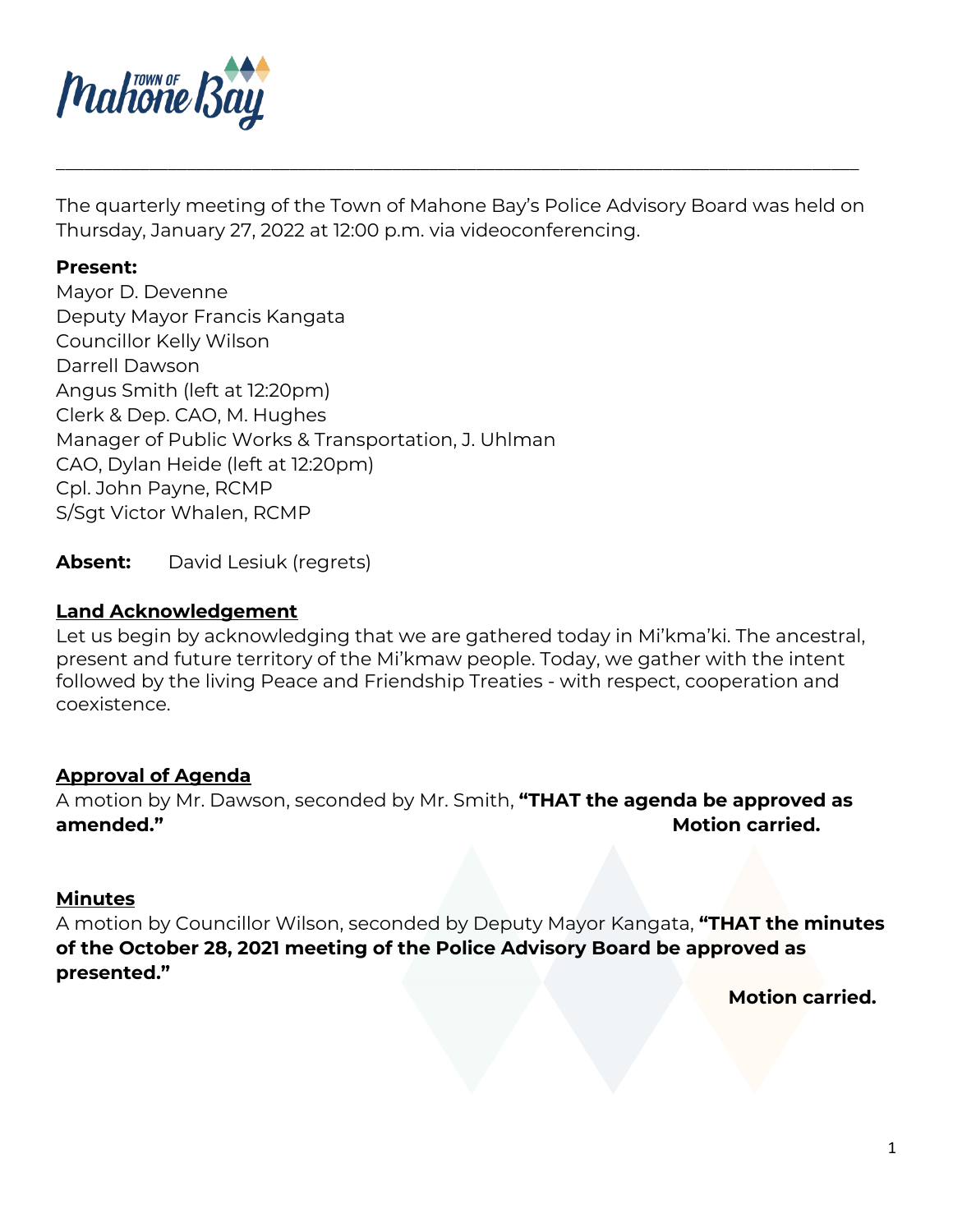The quarterly meeting of the Town of Mahone Bay's Police Advisory Board was held on Thursday, January 27, 2022 at 12:00 p.m. via videoconferencing.

**Present:**
Mayor D. Devenne
Deputy Mayor Francis Kangata
Councillor Kelly Wilson
Darrell Dawson
Angus Smith (left at 12:20pm)
Clerk & Dep. CAO, M. Hughes
Manager of Public Works & Transportation, J. Uhlman
CAO, Dylan Heide (left at 12:20pm)
Cpl. John Payne, RCMP
S/Sgt Victor Whalen, RCMP

**Absent:** David Lesiuk (regrets)

## Land Acknowledgement

Let us begin by acknowledging that we are gathered today in Mi'kma'ki. The ancestral, present and future territory of the Mi'kmaw people. Today, we gather with the intent followed by the living Peace and Friendship Treaties - with respect, cooperation and coexistence.

## Approval of Agenda

A motion by Mr. Dawson, seconded by Mr. Smith, **"THAT the agenda be approved as amended."**

**Motion carried.**

## Minutes

A motion by Councillor Wilson, seconded by Deputy Mayor Kangata, **"THAT the minutes of the October 28, 2021 meeting of the Police Advisory Board be approved as presented."**

**Motion carried.**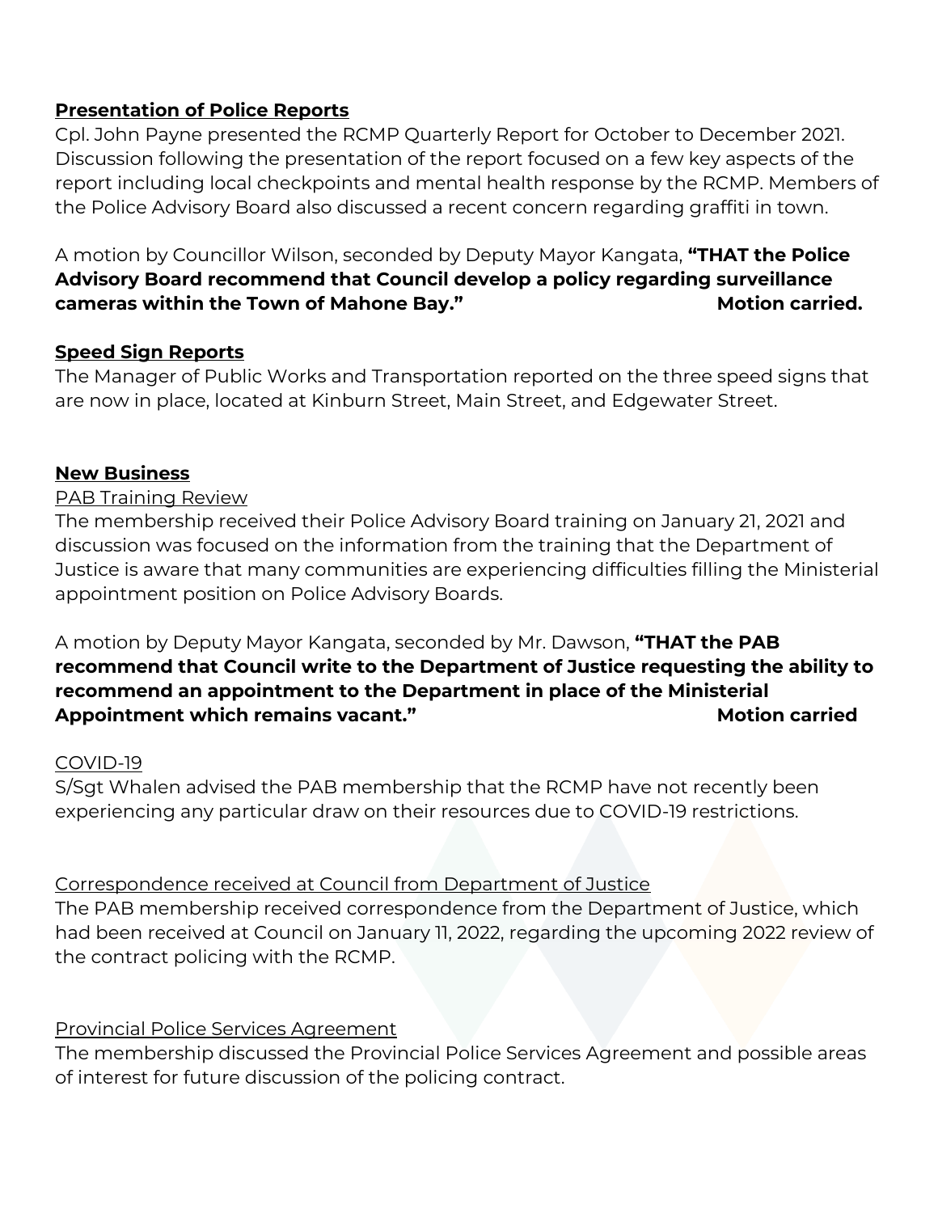**<u>Presentation of Police Reports</u>**

Cpl. John Payne presented the RCMP Quarterly Report for October to December 2021. Discussion following the presentation of the report focused on a few key aspects of the report including local checkpoints and mental health response by the RCMP. Members of the Police Advisory Board also discussed a recent concern regarding graffiti in town.

A motion by Councillor Wilson, seconded by Deputy Mayor Kangata, **"THAT the Police Advisory Board recommend that Council develop a policy regarding surveillance cameras within the Town of Mahone Bay."** **Motion carried.**

**<u>Speed Sign Reports</u>**

The Manager of Public Works and Transportation reported on the three speed signs that are now in place, located at Kinburn Street, Main Street, and Edgewater Street.

**<u>New Business</u>**

<u>PAB Training Review</u>

The membership received their Police Advisory Board training on January 21, 2021 and discussion was focused on the information from the training that the Department of Justice is aware that many communities are experiencing difficulties filling the Ministerial appointment position on Police Advisory Boards.

A motion by Deputy Mayor Kangata, seconded by Mr. Dawson, **"THAT the PAB recommend that Council write to the Department of Justice requesting the ability to recommend an appointment to the Department in place of the Ministerial Appointment which remains vacant."** **Motion carried**

<u>COVID-19</u>

S/Sgt Whalen advised the PAB membership that the RCMP have not recently been experiencing any particular draw on their resources due to COVID-19 restrictions.

<u>Correspondence received at Council from Department of Justice</u>

The PAB membership received correspondence from the Department of Justice, which had been received at Council on January 11, 2022, regarding the upcoming 2022 review of the contract policing with the RCMP.

<u>Provincial Police Services Agreement</u>

The membership discussed the Provincial Police Services Agreement and possible areas of interest for future discussion of the policing contract.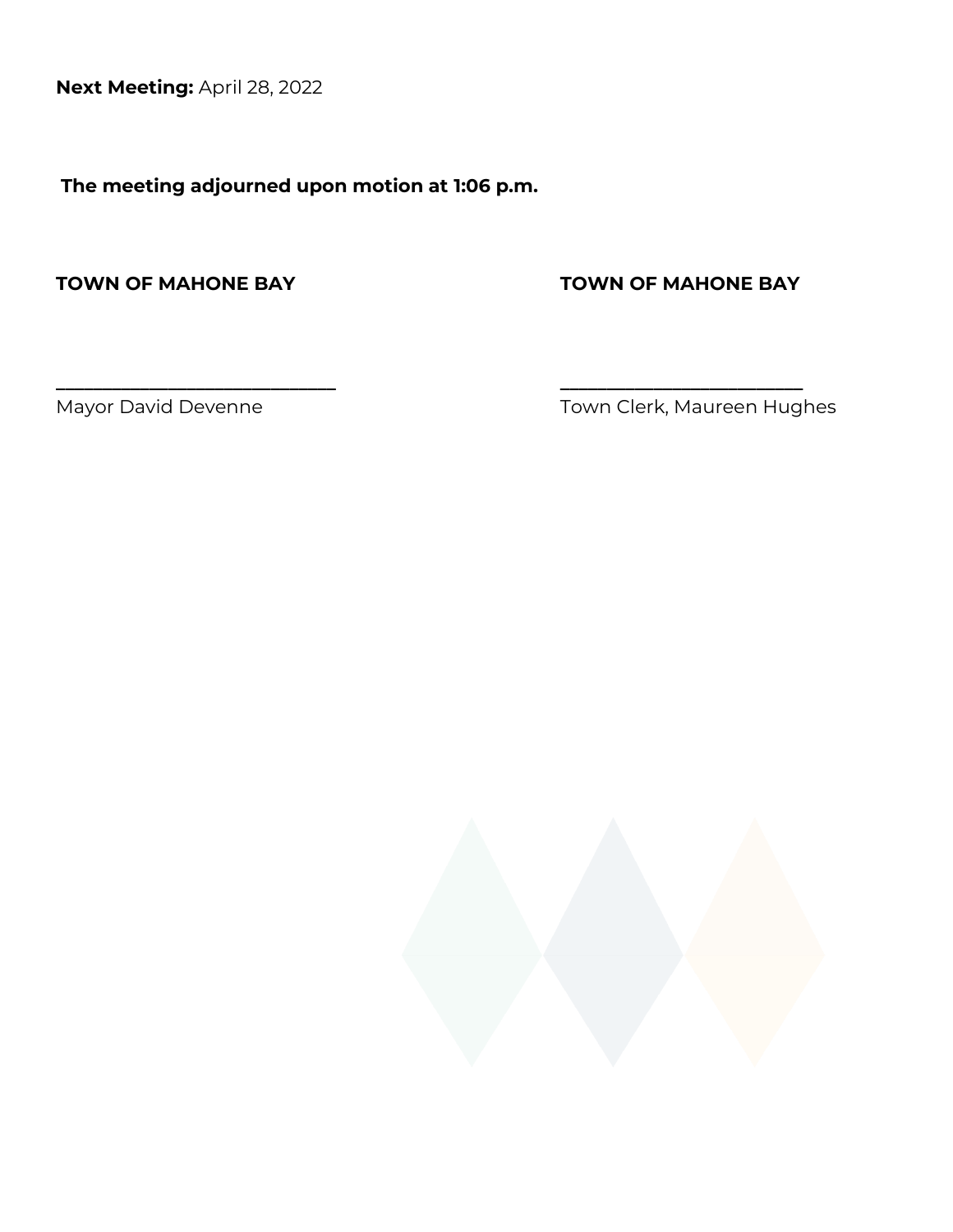**Next Meeting:** April 28, 2022

**The meeting adjourned upon motion at 1:06 p.m.**

**TOWN OF MAHONE BAY**

______________________________
Mayor David Devenne

**TOWN OF MAHONE BAY**

__________________________
Town Clerk, Maureen Hughes